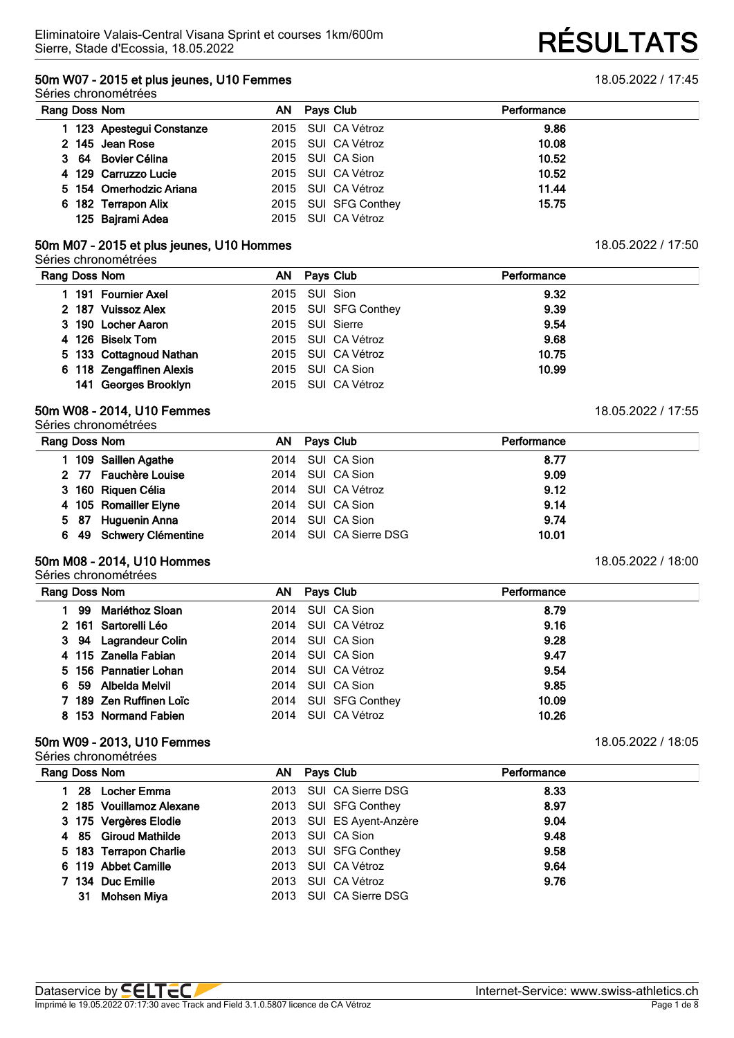Eliminatoire Valais-Central Visana Sprint et courses 1km/600m
Sierre, Stade d'Ecossia, 18.05.2022

# RÉSULTATS

## 50m W07 - 2015 et plus jeunes, U10 Femmes

18.05.2022 / 17:45

Séries chronométrées

| Rang | Doss | Nom | AN | Pays | Club | Performance |
|---|---|---|---|---|---|---|
| 1 | 123 | **Apestegui Constanze** | 2015 | SUI | CA Vétroz | **9.86** |
| 2 | 145 | **Jean Rose** | 2015 | SUI | CA Vétroz | **10.08** |
| 3 | 64 | **Bovier Célina** | 2015 | SUI | CA Sion | **10.52** |
| 4 | 129 | **Carruzzo Lucie** | 2015 | SUI | CA Vétroz | **10.52** |
| 5 | 154 | **Omerhodzic Ariana** | 2015 | SUI | CA Vétroz | **11.44** |
| 6 | 182 | **Terrapon Alix** | 2015 | SUI | SFG Conthey | **15.75** |
| | 125 | **Bajrami Adea** | 2015 | SUI | CA Vétroz | |

## 50m M07 - 2015 et plus jeunes, U10 Hommes

18.05.2022 / 17:50

Séries chronométrées

| Rang | Doss | Nom | AN | Pays | Club | Performance |
|---|---|---|---|---|---|---|
| 1 | 191 | **Fournier Axel** | 2015 | SUI | Sion | **9.32** |
| 2 | 187 | **Vuissoz Alex** | 2015 | SUI | SFG Conthey | **9.39** |
| 3 | 190 | **Locher Aaron** | 2015 | SUI | Sierre | **9.54** |
| 4 | 126 | **Biselx Tom** | 2015 | SUI | CA Vétroz | **9.68** |
| 5 | 133 | **Cottagnoud Nathan** | 2015 | SUI | CA Vétroz | **10.75** |
| 6 | 118 | **Zengaffinen Alexis** | 2015 | SUI | CA Sion | **10.99** |
| | 141 | **Georges Brooklyn** | 2015 | SUI | CA Vétroz | |

## 50m W08 - 2014, U10 Femmes

18.05.2022 / 17:55

Séries chronométrées

| Rang | Doss | Nom | AN | Pays | Club | Performance |
|---|---|---|---|---|---|---|
| 1 | 109 | **Saillen Agathe** | 2014 | SUI | CA Sion | **8.77** |
| 2 | 77 | **Fauchère Louise** | 2014 | SUI | CA Sion | **9.09** |
| 3 | 160 | **Riquen Célia** | 2014 | SUI | CA Vétroz | **9.12** |
| 4 | 105 | **Romailler Elyne** | 2014 | SUI | CA Sion | **9.14** |
| 5 | 87 | **Huguenin Anna** | 2014 | SUI | CA Sion | **9.74** |
| 6 | 49 | **Schwery Clémentine** | 2014 | SUI | CA Sierre DSG | **10.01** |

## 50m M08 - 2014, U10 Hommes

18.05.2022 / 18:00

Séries chronométrées

| Rang | Doss | Nom | AN | Pays | Club | Performance |
|---|---|---|---|---|---|---|
| 1 | 99 | **Mariéthoz Sloan** | 2014 | SUI | CA Sion | **8.79** |
| 2 | 161 | **Sartorelli Léo** | 2014 | SUI | CA Vétroz | **9.16** |
| 3 | 94 | **Lagrandeur Colin** | 2014 | SUI | CA Sion | **9.28** |
| 4 | 115 | **Zanella Fabian** | 2014 | SUI | CA Sion | **9.47** |
| 5 | 156 | **Pannatier Lohan** | 2014 | SUI | CA Vétroz | **9.54** |
| 6 | 59 | **Albelda Melvil** | 2014 | SUI | CA Sion | **9.85** |
| 7 | 189 | **Zen Ruffinen Loïc** | 2014 | SUI | SFG Conthey | **10.09** |
| 8 | 153 | **Normand Fabien** | 2014 | SUI | CA Vétroz | **10.26** |

## 50m W09 - 2013, U10 Femmes

18.05.2022 / 18:05

Séries chronométrées

| Rang | Doss | Nom | AN | Pays | Club | Performance |
|---|---|---|---|---|---|---|
| 1 | 28 | **Locher Emma** | 2013 | SUI | CA Sierre DSG | **8.33** |
| 2 | 185 | **Vouillamoz Alexane** | 2013 | SUI | SFG Conthey | **8.97** |
| 3 | 175 | **Vergères Elodie** | 2013 | SUI | ES Ayent-Anzère | **9.04** |
| 4 | 85 | **Giroud Mathilde** | 2013 | SUI | CA Sion | **9.48** |
| 5 | 183 | **Terrapon Charlie** | 2013 | SUI | SFG Conthey | **9.58** |
| 6 | 119 | **Abbet Camille** | 2013 | SUI | CA Vétroz | **9.64** |
| 7 | 134 | **Duc Emilie** | 2013 | SUI | CA Vétroz | **9.76** |
| | 31 | **Mohsen Miya** | 2013 | SUI | CA Sierre DSG | |

Dataservice by SELTEC — Internet-Service: www.swiss-athletics.ch

Imprimé le 19.05.2022 07:17:30 avec Track and Field 3.1.0.5807 licence de CA Vétroz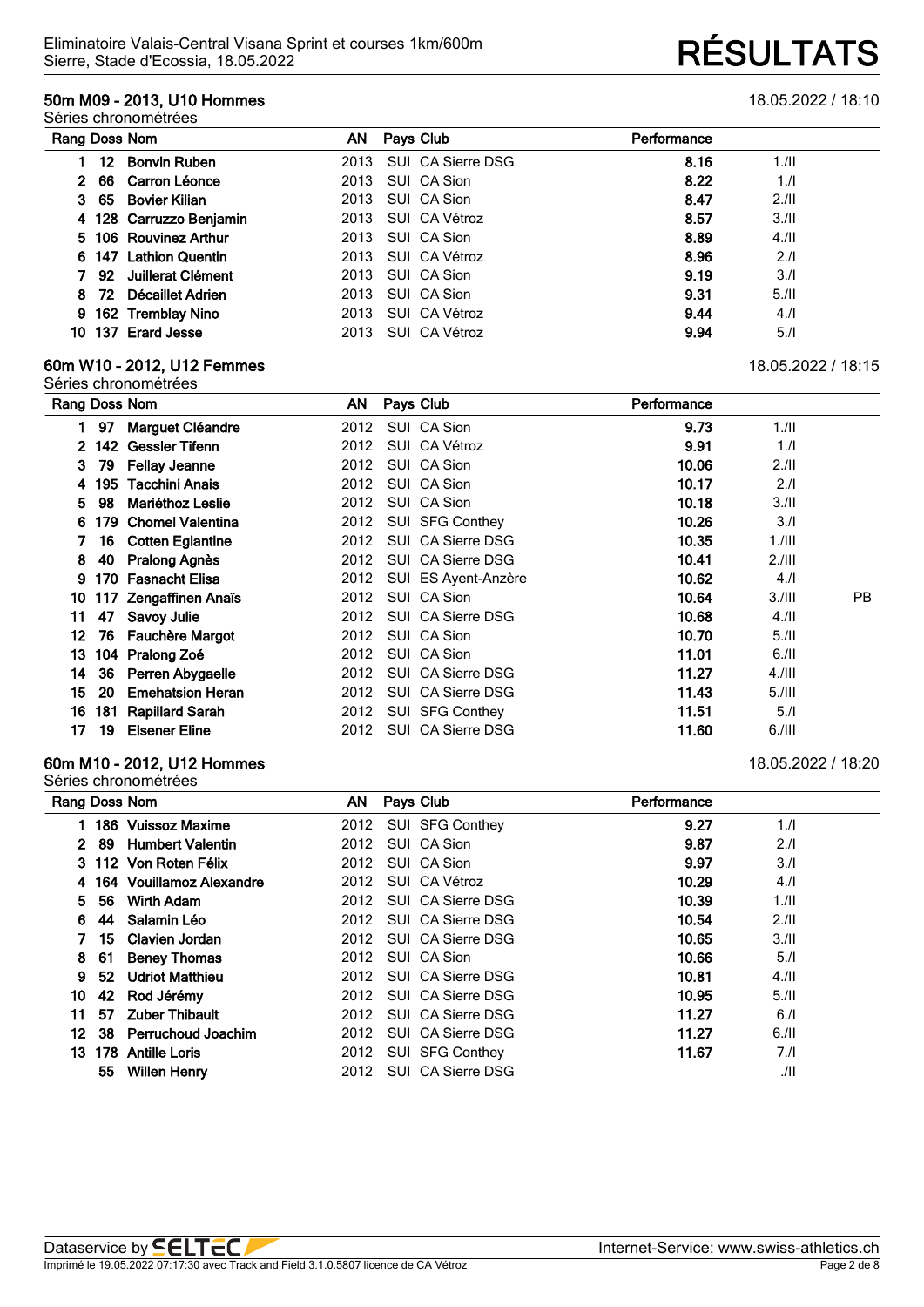Eliminatoire Valais-Central Visana Sprint et courses 1km/600m
Sierre, Stade d'Ecossia, 18.05.2022

# RÉSULTATS

## 50m M09 - 2013, U10 Hommes

18.05.2022 / 18:10

Séries chronométrées

| Rang | Doss | Nom | AN | Pays | Club | Performance | | |
|---|---|---|---|---|---|---|---|---|
| 1 | 12 | Bonvin Ruben | 2013 | SUI | CA Sierre DSG | 8.16 | 1./II | |
| 2 | 66 | Carron Léonce | 2013 | SUI | CA Sion | 8.22 | 1./I | |
| 3 | 65 | Bovier Kilian | 2013 | SUI | CA Sion | 8.47 | 2./II | |
| 4 | 128 | Carruzzo Benjamin | 2013 | SUI | CA Vétroz | 8.57 | 3./II | |
| 5 | 106 | Rouvinez Arthur | 2013 | SUI | CA Sion | 8.89 | 4./II | |
| 6 | 147 | Lathion Quentin | 2013 | SUI | CA Vétroz | 8.96 | 2./I | |
| 7 | 92 | Juillerat Clément | 2013 | SUI | CA Sion | 9.19 | 3./I | |
| 8 | 72 | Décaillet Adrien | 2013 | SUI | CA Sion | 9.31 | 5./II | |
| 9 | 162 | Tremblay Nino | 2013 | SUI | CA Vétroz | 9.44 | 4./I | |
| 10 | 137 | Erard Jesse | 2013 | SUI | CA Vétroz | 9.94 | 5./I | |

## 60m W10 - 2012, U12 Femmes

18.05.2022 / 18:15

Séries chronométrées

| Rang | Doss | Nom | AN | Pays | Club | Performance | | |
|---|---|---|---|---|---|---|---|---|
| 1 | 97 | Marguet Cléandre | 2012 | SUI | CA Sion | 9.73 | 1./II | |
| 2 | 142 | Gessler Tifenn | 2012 | SUI | CA Vétroz | 9.91 | 1./I | |
| 3 | 79 | Fellay Jeanne | 2012 | SUI | CA Sion | 10.06 | 2./II | |
| 4 | 195 | Tacchini Anais | 2012 | SUI | CA Sion | 10.17 | 2./I | |
| 5 | 98 | Mariéthoz Leslie | 2012 | SUI | CA Sion | 10.18 | 3./II | |
| 6 | 179 | Chomel Valentina | 2012 | SUI | SFG Conthey | 10.26 | 3./I | |
| 7 | 16 | Cotten Eglantine | 2012 | SUI | CA Sierre DSG | 10.35 | 1./III | |
| 8 | 40 | Pralong Agnès | 2012 | SUI | CA Sierre DSG | 10.41 | 2./III | |
| 9 | 170 | Fasnacht Elisa | 2012 | SUI | ES Ayent-Anzère | 10.62 | 4./I | |
| 10 | 117 | Zengaffinen Anaïs | 2012 | SUI | CA Sion | 10.64 | 3./III | PB |
| 11 | 47 | Savoy Julie | 2012 | SUI | CA Sierre DSG | 10.68 | 4./II | |
| 12 | 76 | Fauchère Margot | 2012 | SUI | CA Sion | 10.70 | 5./II | |
| 13 | 104 | Pralong Zoé | 2012 | SUI | CA Sion | 11.01 | 6./II | |
| 14 | 36 | Perren Abygaelle | 2012 | SUI | CA Sierre DSG | 11.27 | 4./III | |
| 15 | 20 | Emehatsion Heran | 2012 | SUI | CA Sierre DSG | 11.43 | 5./III | |
| 16 | 181 | Rapillard Sarah | 2012 | SUI | SFG Conthey | 11.51 | 5./I | |
| 17 | 19 | Elsener Eline | 2012 | SUI | CA Sierre DSG | 11.60 | 6./III | |

## 60m M10 - 2012, U12 Hommes

18.05.2022 / 18:20

Séries chronométrées

| Rang | Doss | Nom | AN | Pays | Club | Performance | |
|---|---|---|---|---|---|---|---|
| 1 | 186 | Vuissoz Maxime | 2012 | SUI | SFG Conthey | 9.27 | 1./I |
| 2 | 89 | Humbert Valentin | 2012 | SUI | CA Sion | 9.87 | 2./I |
| 3 | 112 | Von Roten Félix | 2012 | SUI | CA Sion | 9.97 | 3./I |
| 4 | 164 | Vouillamoz Alexandre | 2012 | SUI | CA Vétroz | 10.29 | 4./I |
| 5 | 56 | Wirth Adam | 2012 | SUI | CA Sierre DSG | 10.39 | 1./II |
| 6 | 44 | Salamin Léo | 2012 | SUI | CA Sierre DSG | 10.54 | 2./II |
| 7 | 15 | Clavien Jordan | 2012 | SUI | CA Sierre DSG | 10.65 | 3./II |
| 8 | 61 | Beney Thomas | 2012 | SUI | CA Sion | 10.66 | 5./I |
| 9 | 52 | Udriot Matthieu | 2012 | SUI | CA Sierre DSG | 10.81 | 4./II |
| 10 | 42 | Rod Jérémy | 2012 | SUI | CA Sierre DSG | 10.95 | 5./II |
| 11 | 57 | Zuber Thibault | 2012 | SUI | CA Sierre DSG | 11.27 | 6./I |
| 12 | 38 | Perruchoud Joachim | 2012 | SUI | CA Sierre DSG | 11.27 | 6./II |
| 13 | 178 | Antille Loris | 2012 | SUI | SFG Conthey | 11.67 | 7./I |
| | 55 | Willen Henry | 2012 | SUI | CA Sierre DSG | | ./II |

Dataservice by SELTEC — Internet-Service: www.swiss-athletics.ch

Imprimé le 19.05.2022 07:17:30 avec Track and Field 3.1.0.5807 licence de CA Vétroz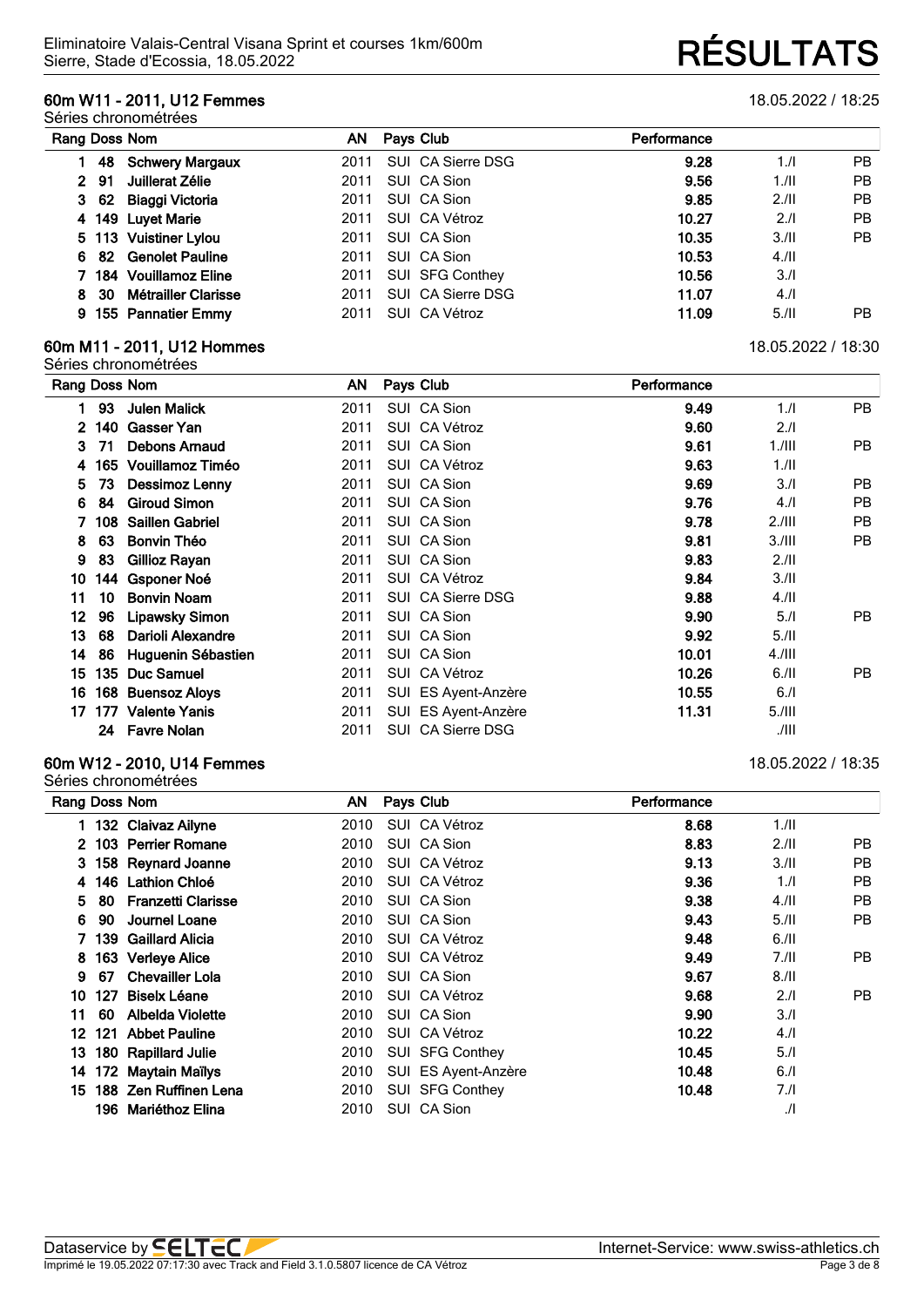Eliminatoire Valais-Central Visana Sprint et courses 1km/600m
Sierre, Stade d'Ecossia, 18.05.2022

# RÉSULTATS

## 60m W11 - 2011, U12 Femmes

18.05.2022 / 18:25

Séries chronométrées

| Rang | Doss | Nom | AN | Pays | Club | Performance | | |
|---|---|---|---|---|---|---|---|---|
| 1 | 48 | **Schwery Margaux** | 2011 | SUI | CA Sierre DSG | **9.28** | 1./I | PB |
| 2 | 91 | **Juillerat Zélie** | 2011 | SUI | CA Sion | **9.56** | 1./II | PB |
| 3 | 62 | **Biaggi Victoria** | 2011 | SUI | CA Sion | **9.85** | 2./II | PB |
| 4 | 149 | **Luyet Marie** | 2011 | SUI | CA Vétroz | **10.27** | 2./I | PB |
| 5 | 113 | **Vuistiner Lylou** | 2011 | SUI | CA Sion | **10.35** | 3./II | PB |
| 6 | 82 | **Genolet Pauline** | 2011 | SUI | CA Sion | **10.53** | 4./II | |
| 7 | 184 | **Vouillamoz Eline** | 2011 | SUI | SFG Conthey | **10.56** | 3./I | |
| 8 | 30 | **Métrailler Clarisse** | 2011 | SUI | CA Sierre DSG | **11.07** | 4./I | |
| 9 | 155 | **Pannatier Emmy** | 2011 | SUI | CA Vétroz | **11.09** | 5./II | PB |

## 60m M11 - 2011, U12 Hommes

18.05.2022 / 18:30

Séries chronométrées

| Rang | Doss | Nom | AN | Pays | Club | Performance | | |
|---|---|---|---|---|---|---|---|---|
| 1 | 93 | **Julen Malick** | 2011 | SUI | CA Sion | **9.49** | 1./I | PB |
| 2 | 140 | **Gasser Yan** | 2011 | SUI | CA Vétroz | **9.60** | 2./I | |
| 3 | 71 | **Debons Arnaud** | 2011 | SUI | CA Sion | **9.61** | 1./III | PB |
| 4 | 165 | **Vouillamoz Timéo** | 2011 | SUI | CA Vétroz | **9.63** | 1./II | |
| 5 | 73 | **Dessimoz Lenny** | 2011 | SUI | CA Sion | **9.69** | 3./I | PB |
| 6 | 84 | **Giroud Simon** | 2011 | SUI | CA Sion | **9.76** | 4./I | PB |
| 7 | 108 | **Saillen Gabriel** | 2011 | SUI | CA Sion | **9.78** | 2./III | PB |
| 8 | 63 | **Bonvin Théo** | 2011 | SUI | CA Sion | **9.81** | 3./III | PB |
| 9 | 83 | **Gillioz Rayan** | 2011 | SUI | CA Sion | **9.83** | 2./II | |
| 10 | 144 | **Gsponer Noé** | 2011 | SUI | CA Vétroz | **9.84** | 3./II | |
| 11 | 10 | **Bonvin Noam** | 2011 | SUI | CA Sierre DSG | **9.88** | 4./II | |
| 12 | 96 | **Lipawsky Simon** | 2011 | SUI | CA Sion | **9.90** | 5./I | PB |
| 13 | 68 | **Darioli Alexandre** | 2011 | SUI | CA Sion | **9.92** | 5./II | |
| 14 | 86 | **Huguenin Sébastien** | 2011 | SUI | CA Sion | **10.01** | 4./III | |
| 15 | 135 | **Duc Samuel** | 2011 | SUI | CA Vétroz | **10.26** | 6./II | PB |
| 16 | 168 | **Buensoz Aloys** | 2011 | SUI | ES Ayent-Anzère | **10.55** | 6./I | |
| 17 | 177 | **Valente Yanis** | 2011 | SUI | ES Ayent-Anzère | **11.31** | 5./III | |
| | 24 | **Favre Nolan** | 2011 | SUI | CA Sierre DSG | | ./III | |

## 60m W12 - 2010, U14 Femmes

18.05.2022 / 18:35

Séries chronométrées

| Rang | Doss | Nom | AN | Pays | Club | Performance | | |
|---|---|---|---|---|---|---|---|---|
| 1 | 132 | **Claivaz Ailyne** | 2010 | SUI | CA Vétroz | **8.68** | 1./II | |
| 2 | 103 | **Perrier Romane** | 2010 | SUI | CA Sion | **8.83** | 2./II | PB |
| 3 | 158 | **Reynard Joanne** | 2010 | SUI | CA Vétroz | **9.13** | 3./II | PB |
| 4 | 146 | **Lathion Chloé** | 2010 | SUI | CA Vétroz | **9.36** | 1./I | PB |
| 5 | 80 | **Franzetti Clarisse** | 2010 | SUI | CA Sion | **9.38** | 4./II | PB |
| 6 | 90 | **Journel Loane** | 2010 | SUI | CA Sion | **9.43** | 5./II | PB |
| 7 | 139 | **Gaillard Alicia** | 2010 | SUI | CA Vétroz | **9.48** | 6./II | |
| 8 | 163 | **Verleye Alice** | 2010 | SUI | CA Vétroz | **9.49** | 7./II | PB |
| 9 | 67 | **Chevailler Lola** | 2010 | SUI | CA Sion | **9.67** | 8./II | |
| 10 | 127 | **Biselx Léane** | 2010 | SUI | CA Vétroz | **9.68** | 2./I | PB |
| 11 | 60 | **Albelda Violette** | 2010 | SUI | CA Sion | **9.90** | 3./I | |
| 12 | 121 | **Abbet Pauline** | 2010 | SUI | CA Vétroz | **10.22** | 4./I | |
| 13 | 180 | **Rapillard Julie** | 2010 | SUI | SFG Conthey | **10.45** | 5./I | |
| 14 | 172 | **Maytain Maïlys** | 2010 | SUI | ES Ayent-Anzère | **10.48** | 6./I | |
| 15 | 188 | **Zen Ruffinen Lena** | 2010 | SUI | SFG Conthey | **10.48** | 7./I | |
| | 196 | **Mariéthoz Elina** | 2010 | SUI | CA Sion | | ./I | |

Dataservice by SELTEC — Internet-Service: www.swiss-athletics.ch

Imprimé le 19.05.2022 07:17:30 avec Track and Field 3.1.0.5807 licence de CA Vétroz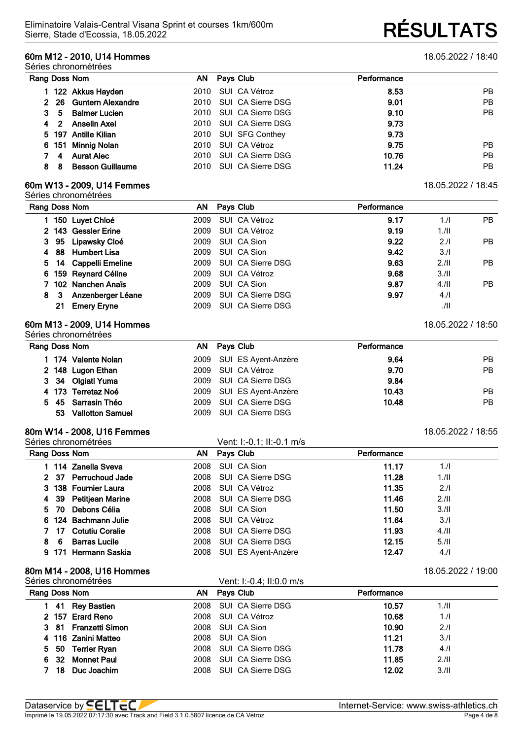Eliminatoire Valais-Central Visana Sprint et courses 1km/600m
Sierre, Stade d'Ecossia, 18.05.2022

# RÉSULTATS

## 60m M12 - 2010, U14 Hommes

18.05.2022 / 18:40

Séries chronométrées

| Rang | Doss | Nom | AN | Pays | Club | Performance | | |
|---|---|---|---|---|---|---|---|---|
| 1 | 122 | **Akkus Hayden** | 2010 | SUI | CA Vétroz | **8.53** | | PB |
| 2 | 26 | **Guntern Alexandre** | 2010 | SUI | CA Sierre DSG | **9.01** | | PB |
| 3 | 5 | **Balmer Lucien** | 2010 | SUI | CA Sierre DSG | **9.10** | | PB |
| 4 | 2 | **Anselin Axel** | 2010 | SUI | CA Sierre DSG | **9.73** | | |
| 5 | 197 | **Antille Kilian** | 2010 | SUI | SFG Conthey | **9.73** | | |
| 6 | 151 | **Minnig Nolan** | 2010 | SUI | CA Vétroz | **9.75** | | PB |
| 7 | 4 | **Aurat Alec** | 2010 | SUI | CA Sierre DSG | **10.76** | | PB |
| 8 | 8 | **Besson Guillaume** | 2010 | SUI | CA Sierre DSG | **11.24** | | PB |

## 60m W13 - 2009, U14 Femmes

18.05.2022 / 18:45

Séries chronométrées

| Rang | Doss | Nom | AN | Pays | Club | Performance | | |
|---|---|---|---|---|---|---|---|---|
| 1 | 150 | **Luyet Chloé** | 2009 | SUI | CA Vétroz | **9.17** | 1./I | PB |
| 2 | 143 | **Gessler Erine** | 2009 | SUI | CA Vétroz | **9.19** | 1./II | |
| 3 | 95 | **Lipawsky Cloé** | 2009 | SUI | CA Sion | **9.22** | 2./I | PB |
| 4 | 88 | **Humbert Lisa** | 2009 | SUI | CA Sion | **9.42** | 3./I | |
| 5 | 14 | **Cappelli Emeline** | 2009 | SUI | CA Sierre DSG | **9.63** | 2./II | PB |
| 6 | 159 | **Reynard Céline** | 2009 | SUI | CA Vétroz | **9.68** | 3./II | |
| 7 | 102 | **Nanchen Anaïs** | 2009 | SUI | CA Sion | **9.87** | 4./II | PB |
| 8 | 3 | **Anzenberger Léane** | 2009 | SUI | CA Sierre DSG | **9.97** | 4./I | |
| | 21 | **Emery Eryne** | 2009 | SUI | CA Sierre DSG | | ./II | |

## 60m M13 - 2009, U14 Hommes

18.05.2022 / 18:50

Séries chronométrées

| Rang | Doss | Nom | AN | Pays | Club | Performance | | |
|---|---|---|---|---|---|---|---|---|
| 1 | 174 | **Valente Nolan** | 2009 | SUI | ES Ayent-Anzère | **9.64** | | PB |
| 2 | 148 | **Lugon Ethan** | 2009 | SUI | CA Vétroz | **9.70** | | PB |
| 3 | 34 | **Olgiati Yuma** | 2009 | SUI | CA Sierre DSG | **9.84** | | |
| 4 | 173 | **Terretaz Noé** | 2009 | SUI | ES Ayent-Anzère | **10.43** | | PB |
| 5 | 45 | **Sarrasin Théo** | 2009 | SUI | CA Sierre DSG | **10.48** | | PB |
| | 53 | **Vallotton Samuel** | 2009 | SUI | CA Sierre DSG | | | |

## 80m W14 - 2008, U16 Femmes

18.05.2022 / 18:55

Séries chronométrées — Vent: I:-0.1; II:-0.1 m/s

| Rang | Doss | Nom | AN | Pays | Club | Performance | | |
|---|---|---|---|---|---|---|---|---|
| 1 | 114 | **Zanella Sveva** | 2008 | SUI | CA Sion | **11.17** | 1./I | |
| 2 | 37 | **Perruchoud Jade** | 2008 | SUI | CA Sierre DSG | **11.28** | 1./II | |
| 3 | 138 | **Fournier Laura** | 2008 | SUI | CA Vétroz | **11.35** | 2./I | |
| 4 | 39 | **Petitjean Marine** | 2008 | SUI | CA Sierre DSG | **11.46** | 2./II | |
| 5 | 70 | **Debons Célia** | 2008 | SUI | CA Sion | **11.50** | 3./II | |
| 6 | 124 | **Bachmann Julie** | 2008 | SUI | CA Vétroz | **11.64** | 3./I | |
| 7 | 17 | **Cotutiu Coralie** | 2008 | SUI | CA Sierre DSG | **11.93** | 4./II | |
| 8 | 6 | **Barras Lucile** | 2008 | SUI | CA Sierre DSG | **12.15** | 5./II | |
| 9 | 171 | **Hermann Saskia** | 2008 | SUI | ES Ayent-Anzère | **12.47** | 4./I | |

## 80m M14 - 2008, U16 Hommes

18.05.2022 / 19:00

Séries chronométrées — Vent: I:-0.4; II:0.0 m/s

| Rang | Doss | Nom | AN | Pays | Club | Performance | | |
|---|---|---|---|---|---|---|---|---|
| 1 | 41 | **Rey Bastien** | 2008 | SUI | CA Sierre DSG | **10.57** | 1./II | |
| 2 | 157 | **Erard Reno** | 2008 | SUI | CA Vétroz | **10.68** | 1./I | |
| 3 | 81 | **Franzetti Simon** | 2008 | SUI | CA Sion | **10.90** | 2./I | |
| 4 | 116 | **Zanini Matteo** | 2008 | SUI | CA Sion | **11.21** | 3./I | |
| 5 | 50 | **Terrier Ryan** | 2008 | SUI | CA Sierre DSG | **11.78** | 4./I | |
| 6 | 32 | **Monnet Paul** | 2008 | SUI | CA Sierre DSG | **11.85** | 2./II | |
| 7 | 18 | **Duc Joachim** | 2008 | SUI | CA Sierre DSG | **12.02** | 3./II | |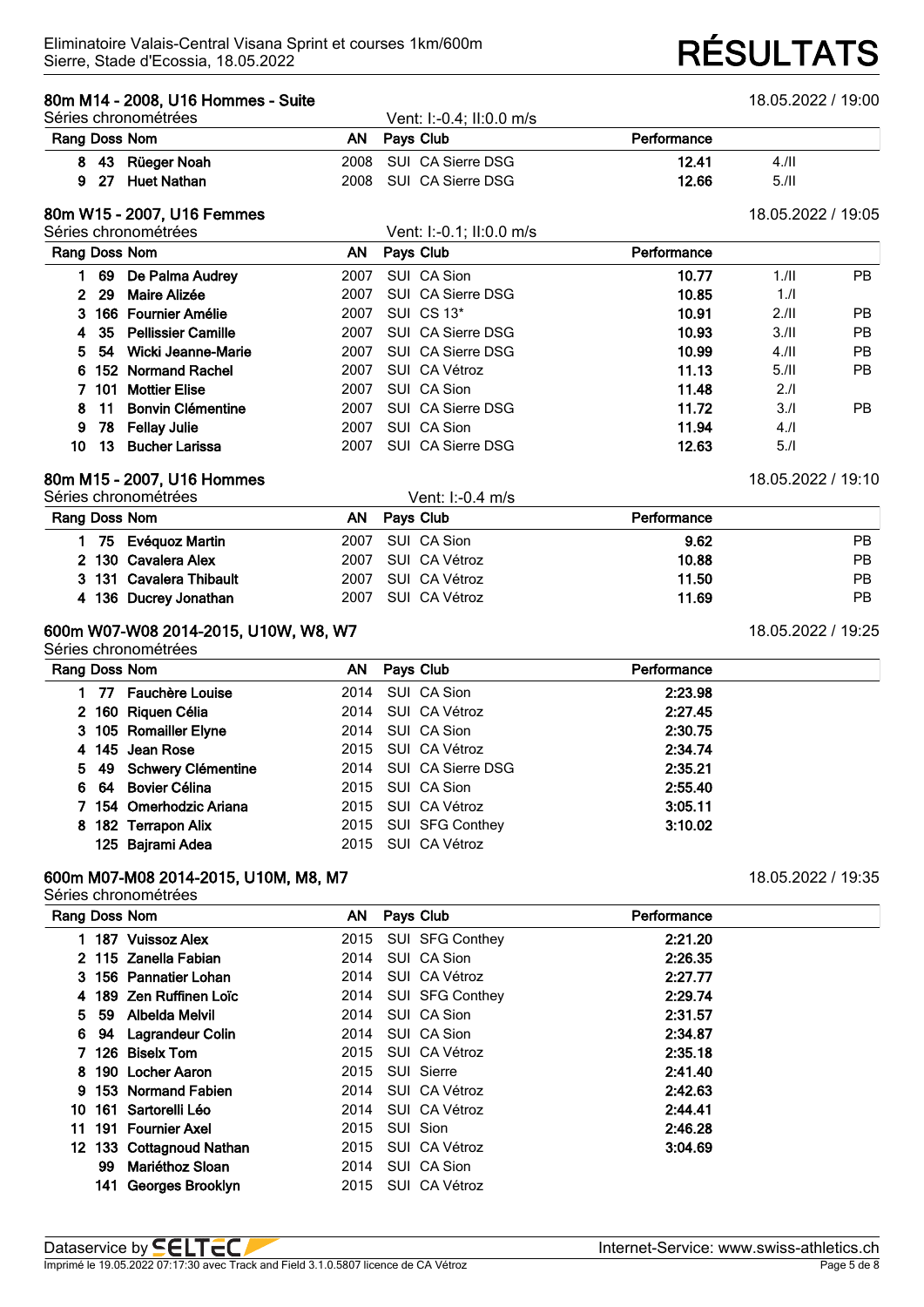# RÉSULTATS

Eliminatoire Valais-Central Visana Sprint et courses 1km/600m
Sierre, Stade d'Ecossia, 18.05.2022

## 80m M14 - 2008, U16 Hommes - Suite

18.05.2022 / 19:00

Séries chronométrées — Vent: I:-0.4; II:0.0 m/s

| Rang | Doss | Nom | AN | Pays | Club | Performance | | |
|---|---|---|---|---|---|---|---|---|
| 8 | 43 | Rüeger Noah | 2008 | SUI | CA Sierre DSG | 12.41 | 4./II | |
| 9 | 27 | Huet Nathan | 2008 | SUI | CA Sierre DSG | 12.66 | 5./II | |

## 80m W15 - 2007, U16 Femmes

18.05.2022 / 19:05

Séries chronométrées — Vent: I:-0.1; II:0.0 m/s

| Rang | Doss | Nom | AN | Pays | Club | Performance | | |
|---|---|---|---|---|---|---|---|---|
| 1 | 69 | De Palma Audrey | 2007 | SUI | CA Sion | 10.77 | 1./II | PB |
| 2 | 29 | Maire Alizée | 2007 | SUI | CA Sierre DSG | 10.85 | 1./I | |
| 3 | 166 | Fournier Amélie | 2007 | SUI | CS 13* | 10.91 | 2./II | PB |
| 4 | 35 | Pellissier Camille | 2007 | SUI | CA Sierre DSG | 10.93 | 3./II | PB |
| 5 | 54 | Wicki Jeanne-Marie | 2007 | SUI | CA Sierre DSG | 10.99 | 4./II | PB |
| 6 | 152 | Normand Rachel | 2007 | SUI | CA Vétroz | 11.13 | 5./II | PB |
| 7 | 101 | Mottier Elise | 2007 | SUI | CA Sion | 11.48 | 2./I | |
| 8 | 11 | Bonvin Clémentine | 2007 | SUI | CA Sierre DSG | 11.72 | 3./I | PB |
| 9 | 78 | Fellay Julie | 2007 | SUI | CA Sion | 11.94 | 4./I | |
| 10 | 13 | Bucher Larissa | 2007 | SUI | CA Sierre DSG | 12.63 | 5./I | |

## 80m M15 - 2007, U16 Hommes

18.05.2022 / 19:10

Séries chronométrées — Vent: I:-0.4 m/s

| Rang | Doss | Nom | AN | Pays | Club | Performance | |
|---|---|---|---|---|---|---|---|
| 1 | 75 | Evéquoz Martin | 2007 | SUI | CA Sion | 9.62 | PB |
| 2 | 130 | Cavalera Alex | 2007 | SUI | CA Vétroz | 10.88 | PB |
| 3 | 131 | Cavalera Thibault | 2007 | SUI | CA Vétroz | 11.50 | PB |
| 4 | 136 | Ducrey Jonathan | 2007 | SUI | CA Vétroz | 11.69 | PB |

## 600m W07-W08 2014-2015, U10W, W8, W7

18.05.2022 / 19:25

Séries chronométrées

| Rang | Doss | Nom | AN | Pays | Club | Performance |
|---|---|---|---|---|---|---|
| 1 | 77 | Fauchère Louise | 2014 | SUI | CA Sion | 2:23.98 |
| 2 | 160 | Riquen Célia | 2014 | SUI | CA Vétroz | 2:27.45 |
| 3 | 105 | Romailler Elyne | 2014 | SUI | CA Sion | 2:30.75 |
| 4 | 145 | Jean Rose | 2015 | SUI | CA Vétroz | 2:34.74 |
| 5 | 49 | Schwery Clémentine | 2014 | SUI | CA Sierre DSG | 2:35.21 |
| 6 | 64 | Bovier Célina | 2015 | SUI | CA Sion | 2:55.40 |
| 7 | 154 | Omerhodzic Ariana | 2015 | SUI | CA Vétroz | 3:05.11 |
| 8 | 182 | Terrapon Alix | 2015 | SUI | SFG Conthey | 3:10.02 |
| | 125 | Bajrami Adea | 2015 | SUI | CA Vétroz | |

## 600m M07-M08 2014-2015, U10M, M8, M7

18.05.2022 / 19:35

Séries chronométrées

| Rang | Doss | Nom | AN | Pays | Club | Performance |
|---|---|---|---|---|---|---|
| 1 | 187 | Vuissoz Alex | 2015 | SUI | SFG Conthey | 2:21.20 |
| 2 | 115 | Zanella Fabian | 2014 | SUI | CA Sion | 2:26.35 |
| 3 | 156 | Pannatier Lohan | 2014 | SUI | CA Vétroz | 2:27.77 |
| 4 | 189 | Zen Ruffinen Loïc | 2014 | SUI | SFG Conthey | 2:29.74 |
| 5 | 59 | Albelda Melvil | 2014 | SUI | CA Sion | 2:31.57 |
| 6 | 94 | Lagrandeur Colin | 2014 | SUI | CA Sion | 2:34.87 |
| 7 | 126 | Biselx Tom | 2015 | SUI | CA Vétroz | 2:35.18 |
| 8 | 190 | Locher Aaron | 2015 | SUI | Sierre | 2:41.40 |
| 9 | 153 | Normand Fabien | 2014 | SUI | CA Vétroz | 2:42.63 |
| 10 | 161 | Sartorelli Léo | 2014 | SUI | CA Vétroz | 2:44.41 |
| 11 | 191 | Fournier Axel | 2015 | SUI | Sion | 2:46.28 |
| 12 | 133 | Cottagnoud Nathan | 2015 | SUI | CA Vétroz | 3:04.69 |
| | 99 | Mariéthoz Sloan | 2014 | SUI | CA Sion | |
| | 141 | Georges Brooklyn | 2015 | SUI | CA Vétroz | |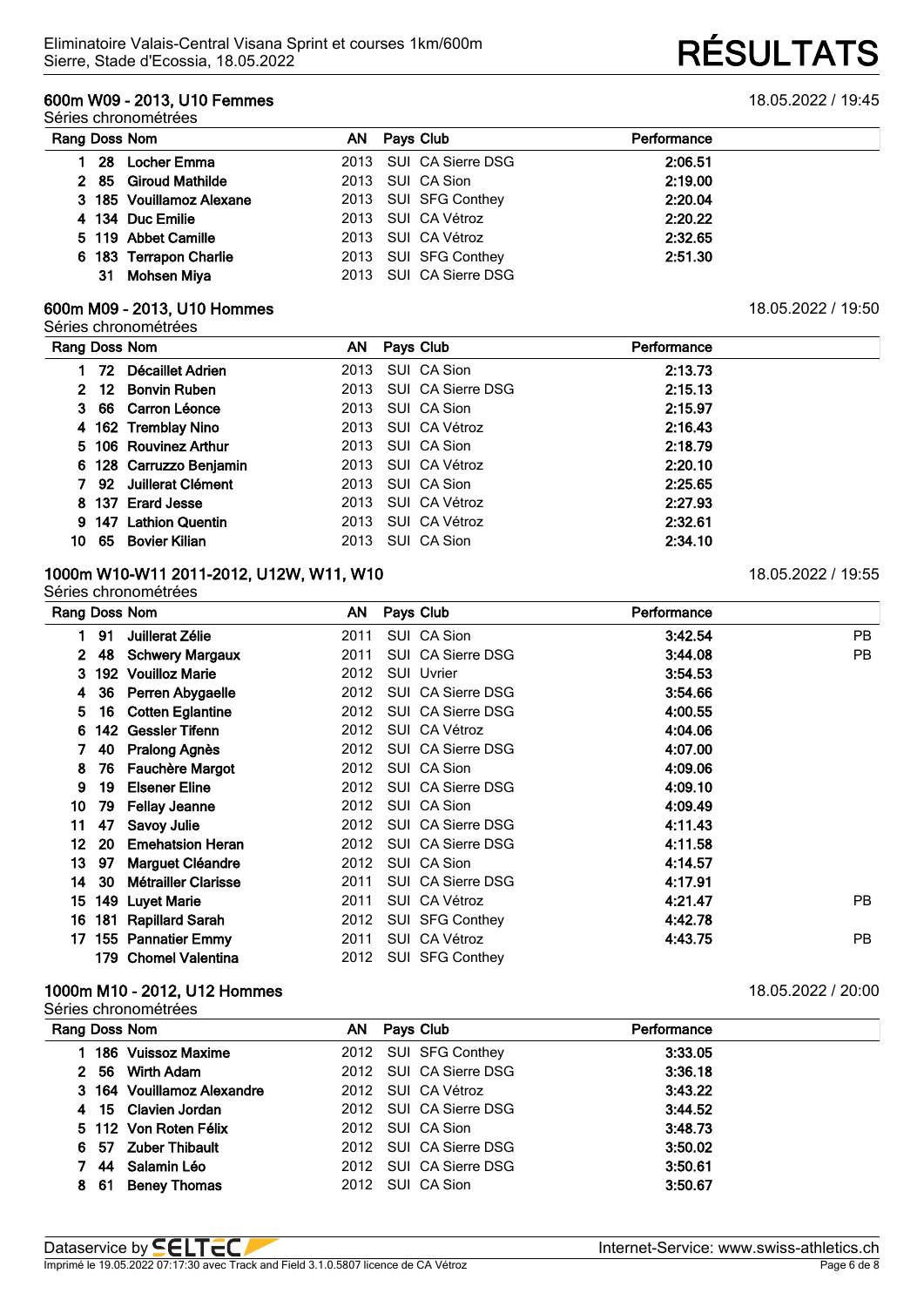Eliminatoire Valais-Central Visana Sprint et courses 1km/600m
Sierre, Stade d'Ecossia, 18.05.2022

# RÉSULTATS

## 600m W09 - 2013, U10 Femmes

18.05.2022 / 19:45

Séries chronométrées

| Rang | Doss | Nom | AN | Pays | Club | Performance | |
|---|---|---|---|---|---|---|---|
| 1 | 28 | **Locher Emma** | 2013 | SUI | CA Sierre DSG | **2:06.51** | |
| 2 | 85 | **Giroud Mathilde** | 2013 | SUI | CA Sion | **2:19.00** | |
| 3 | 185 | **Vouillamoz Alexane** | 2013 | SUI | SFG Conthey | **2:20.04** | |
| 4 | 134 | **Duc Emilie** | 2013 | SUI | CA Vétroz | **2:20.22** | |
| 5 | 119 | **Abbet Camille** | 2013 | SUI | CA Vétroz | **2:32.65** | |
| 6 | 183 | **Terrapon Charlie** | 2013 | SUI | SFG Conthey | **2:51.30** | |
| | 31 | **Mohsen Miya** | 2013 | SUI | CA Sierre DSG | | |

## 600m M09 - 2013, U10 Hommes

18.05.2022 / 19:50

Séries chronométrées

| Rang | Doss | Nom | AN | Pays | Club | Performance | |
|---|---|---|---|---|---|---|---|
| 1 | 72 | **Décaillet Adrien** | 2013 | SUI | CA Sion | **2:13.73** | |
| 2 | 12 | **Bonvin Ruben** | 2013 | SUI | CA Sierre DSG | **2:15.13** | |
| 3 | 66 | **Carron Léonce** | 2013 | SUI | CA Sion | **2:15.97** | |
| 4 | 162 | **Tremblay Nino** | 2013 | SUI | CA Vétroz | **2:16.43** | |
| 5 | 106 | **Rouvinez Arthur** | 2013 | SUI | CA Sion | **2:18.79** | |
| 6 | 128 | **Carruzzo Benjamin** | 2013 | SUI | CA Vétroz | **2:20.10** | |
| 7 | 92 | **Juillerat Clément** | 2013 | SUI | CA Sion | **2:25.65** | |
| 8 | 137 | **Erard Jesse** | 2013 | SUI | CA Vétroz | **2:27.93** | |
| 9 | 147 | **Lathion Quentin** | 2013 | SUI | CA Vétroz | **2:32.61** | |
| 10 | 65 | **Bovier Kilian** | 2013 | SUI | CA Sion | **2:34.10** | |

## 1000m W10-W11 2011-2012, U12W, W11, W10

18.05.2022 / 19:55

Séries chronométrées

| Rang | Doss | Nom | AN | Pays | Club | Performance | |
|---|---|---|---|---|---|---|---|
| 1 | 91 | **Juillerat Zélie** | 2011 | SUI | CA Sion | **3:42.54** | PB |
| 2 | 48 | **Schwery Margaux** | 2011 | SUI | CA Sierre DSG | **3:44.08** | PB |
| 3 | 192 | **Vouilloz Marie** | 2012 | SUI | Uvrier | **3:54.53** | |
| 4 | 36 | **Perren Abygaelle** | 2012 | SUI | CA Sierre DSG | **3:54.66** | |
| 5 | 16 | **Cotten Eglantine** | 2012 | SUI | CA Sierre DSG | **4:00.55** | |
| 6 | 142 | **Gessler Tifenn** | 2012 | SUI | CA Vétroz | **4:04.06** | |
| 7 | 40 | **Pralong Agnès** | 2012 | SUI | CA Sierre DSG | **4:07.00** | |
| 8 | 76 | **Fauchère Margot** | 2012 | SUI | CA Sion | **4:09.06** | |
| 9 | 19 | **Elsener Eline** | 2012 | SUI | CA Sierre DSG | **4:09.10** | |
| 10 | 79 | **Fellay Jeanne** | 2012 | SUI | CA Sion | **4:09.49** | |
| 11 | 47 | **Savoy Julie** | 2012 | SUI | CA Sierre DSG | **4:11.43** | |
| 12 | 20 | **Emehatsion Heran** | 2012 | SUI | CA Sierre DSG | **4:11.58** | |
| 13 | 97 | **Marguet Cléandre** | 2012 | SUI | CA Sion | **4:14.57** | |
| 14 | 30 | **Métrailler Clarisse** | 2011 | SUI | CA Sierre DSG | **4:17.91** | |
| 15 | 149 | **Luyet Marie** | 2011 | SUI | CA Vétroz | **4:21.47** | PB |
| 16 | 181 | **Rapillard Sarah** | 2012 | SUI | SFG Conthey | **4:42.78** | |
| 17 | 155 | **Pannatier Emmy** | 2011 | SUI | CA Vétroz | **4:43.75** | PB |
| | 179 | **Chomel Valentina** | 2012 | SUI | SFG Conthey | | |

## 1000m M10 - 2012, U12 Hommes

18.05.2022 / 20:00

Séries chronométrées

| Rang | Doss | Nom | AN | Pays | Club | Performance | |
|---|---|---|---|---|---|---|---|
| 1 | 186 | **Vuissoz Maxime** | 2012 | SUI | SFG Conthey | **3:33.05** | |
| 2 | 56 | **Wirth Adam** | 2012 | SUI | CA Sierre DSG | **3:36.18** | |
| 3 | 164 | **Vouillamoz Alexandre** | 2012 | SUI | CA Vétroz | **3:43.22** | |
| 4 | 15 | **Clavien Jordan** | 2012 | SUI | CA Sierre DSG | **3:44.52** | |
| 5 | 112 | **Von Roten Félix** | 2012 | SUI | CA Sion | **3:48.73** | |
| 6 | 57 | **Zuber Thibault** | 2012 | SUI | CA Sierre DSG | **3:50.02** | |
| 7 | 44 | **Salamin Léo** | 2012 | SUI | CA Sierre DSG | **3:50.61** | |
| 8 | 61 | **Beney Thomas** | 2012 | SUI | CA Sion | **3:50.67** | |

Dataservice by SELTEC — Internet-Service: www.swiss-athletics.ch

Imprimé le 19.05.2022 07:17:30 avec Track and Field 3.1.0.5807 licence de CA Vétroz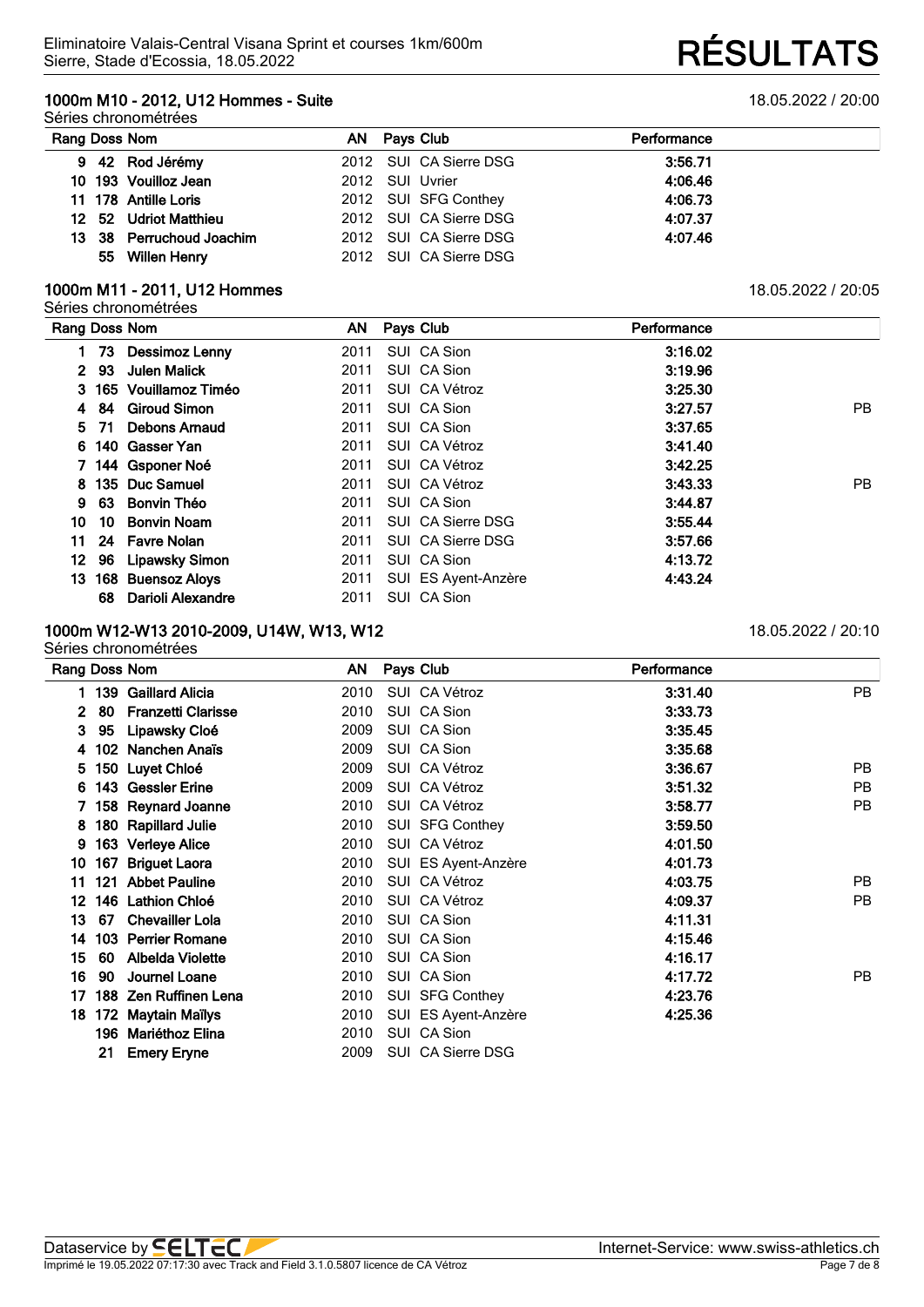### 1000m M10 - 2012, U12 Hommes - Suite

18.05.2022 / 20:00

Séries chronométrées

| Rang | Doss | Nom | AN | Pays | Club | Performance | |
|---|---|---|---|---|---|---|---|
| 9 | 42 | Rod Jérémy | 2012 | SUI | CA Sierre DSG | 3:56.71 | |
| 10 | 193 | Vouilloz Jean | 2012 | SUI | Uvrier | 4:06.46 | |
| 11 | 178 | Antille Loris | 2012 | SUI | SFG Conthey | 4:06.73 | |
| 12 | 52 | Udriot Matthieu | 2012 | SUI | CA Sierre DSG | 4:07.37 | |
| 13 | 38 | Perruchoud Joachim | 2012 | SUI | CA Sierre DSG | 4:07.46 | |
| | 55 | Willen Henry | 2012 | SUI | CA Sierre DSG | | |

### 1000m M11 - 2011, U12 Hommes

18.05.2022 / 20:05

Séries chronométrées

| Rang | Doss | Nom | AN | Pays | Club | Performance | |
|---|---|---|---|---|---|---|---|
| 1 | 73 | Dessimoz Lenny | 2011 | SUI | CA Sion | 3:16.02 | |
| 2 | 93 | Julen Malick | 2011 | SUI | CA Sion | 3:19.96 | |
| 3 | 165 | Vouillamoz Timéo | 2011 | SUI | CA Vétroz | 3:25.30 | |
| 4 | 84 | Giroud Simon | 2011 | SUI | CA Sion | 3:27.57 | PB |
| 5 | 71 | Debons Arnaud | 2011 | SUI | CA Sion | 3:37.65 | |
| 6 | 140 | Gasser Yan | 2011 | SUI | CA Vétroz | 3:41.40 | |
| 7 | 144 | Gsponer Noé | 2011 | SUI | CA Vétroz | 3:42.25 | |
| 8 | 135 | Duc Samuel | 2011 | SUI | CA Vétroz | 3:43.33 | PB |
| 9 | 63 | Bonvin Théo | 2011 | SUI | CA Sion | 3:44.87 | |
| 10 | 10 | Bonvin Noam | 2011 | SUI | CA Sierre DSG | 3:55.44 | |
| 11 | 24 | Favre Nolan | 2011 | SUI | CA Sierre DSG | 3:57.66 | |
| 12 | 96 | Lipawsky Simon | 2011 | SUI | CA Sion | 4:13.72 | |
| 13 | 168 | Buensoz Aloys | 2011 | SUI | ES Ayent-Anzère | 4:43.24 | |
| | 68 | Darioli Alexandre | 2011 | SUI | CA Sion | | |

### 1000m W12-W13 2010-2009, U14W, W13, W12

18.05.2022 / 20:10

Séries chronométrées

| Rang | Doss | Nom | AN | Pays | Club | Performance | |
|---|---|---|---|---|---|---|---|
| 1 | 139 | Gaillard Alicia | 2010 | SUI | CA Vétroz | 3:31.40 | PB |
| 2 | 80 | Franzetti Clarisse | 2010 | SUI | CA Sion | 3:33.73 | |
| 3 | 95 | Lipawsky Cloé | 2009 | SUI | CA Sion | 3:35.45 | |
| 4 | 102 | Nanchen Anaïs | 2009 | SUI | CA Sion | 3:35.68 | |
| 5 | 150 | Luyet Chloé | 2009 | SUI | CA Vétroz | 3:36.67 | PB |
| 6 | 143 | Gessler Erine | 2009 | SUI | CA Vétroz | 3:51.32 | PB |
| 7 | 158 | Reynard Joanne | 2010 | SUI | CA Vétroz | 3:58.77 | PB |
| 8 | 180 | Rapillard Julie | 2010 | SUI | SFG Conthey | 3:59.50 | |
| 9 | 163 | Verleye Alice | 2010 | SUI | CA Vétroz | 4:01.50 | |
| 10 | 167 | Briguet Laora | 2010 | SUI | ES Ayent-Anzère | 4:01.73 | |
| 11 | 121 | Abbet Pauline | 2010 | SUI | CA Vétroz | 4:03.75 | PB |
| 12 | 146 | Lathion Chloé | 2010 | SUI | CA Vétroz | 4:09.37 | PB |
| 13 | 67 | Chevaillier Lola | 2010 | SUI | CA Sion | 4:11.31 | |
| 14 | 103 | Perrier Romane | 2010 | SUI | CA Sion | 4:15.46 | |
| 15 | 60 | Albelda Violette | 2010 | SUI | CA Sion | 4:16.17 | |
| 16 | 90 | Journel Loane | 2010 | SUI | CA Sion | 4:17.72 | PB |
| 17 | 188 | Zen Ruffinen Lena | 2010 | SUI | SFG Conthey | 4:23.76 | |
| 18 | 172 | Maytain Maïlys | 2010 | SUI | ES Ayent-Anzère | 4:25.36 | |
| | 196 | Mariéthoz Elina | 2010 | SUI | CA Sion | | |
| | 21 | Emery Eryne | 2009 | SUI | CA Sierre DSG | | |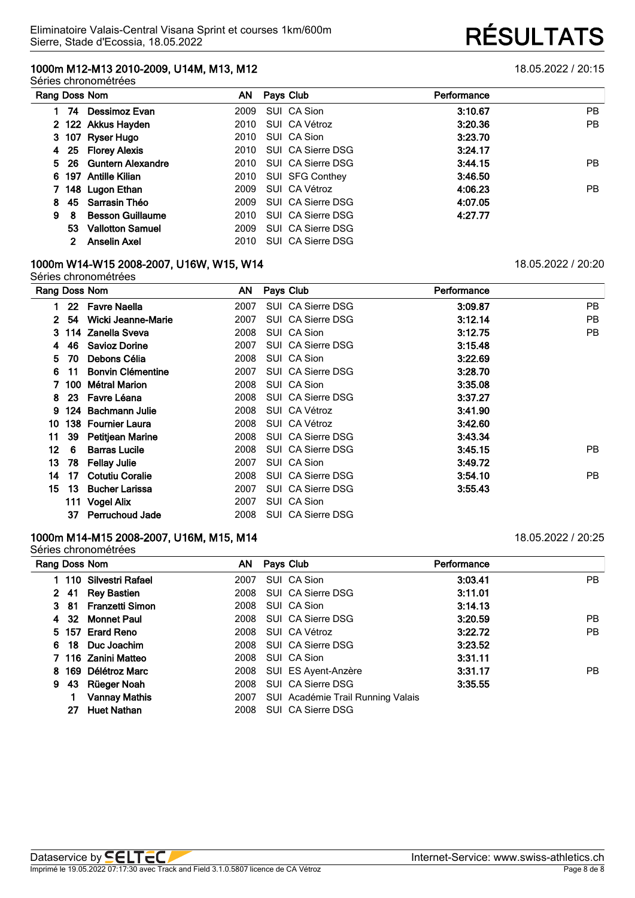## 1000m M12-M13 2010-2009, U14M, M13, M12

18.05.2022 / 20:15

Séries chronométrées

| Rang | Doss | Nom | AN | Pays | Club | Performance | |
|---|---|---|---|---|---|---|---|
| 1 | 74 | Dessimoz Evan | 2009 | SUI | CA Sion | 3:10.67 | PB |
| 2 | 122 | Akkus Hayden | 2010 | SUI | CA Vétroz | 3:20.36 | PB |
| 3 | 107 | Ryser Hugo | 2010 | SUI | CA Sion | 3:23.70 | |
| 4 | 25 | Florey Alexis | 2010 | SUI | CA Sierre DSG | 3:24.17 | |
| 5 | 26 | Guntern Alexandre | 2010 | SUI | CA Sierre DSG | 3:44.15 | PB |
| 6 | 197 | Antille Kilian | 2010 | SUI | SFG Conthey | 3:46.50 | |
| 7 | 148 | Lugon Ethan | 2009 | SUI | CA Vétroz | 4:06.23 | PB |
| 8 | 45 | Sarrasin Théo | 2009 | SUI | CA Sierre DSG | 4:07.05 | |
| 9 | 8 | Besson Guillaume | 2010 | SUI | CA Sierre DSG | 4:27.77 | |
| | 53 | Vallotton Samuel | 2009 | SUI | CA Sierre DSG | | |
| | 2 | Anselin Axel | 2010 | SUI | CA Sierre DSG | | |

## 1000m W14-W15 2008-2007, U16W, W15, W14

18.05.2022 / 20:20

Séries chronométrées

| Rang | Doss | Nom | AN | Pays | Club | Performance | |
|---|---|---|---|---|---|---|---|
| 1 | 22 | Favre Naella | 2007 | SUI | CA Sierre DSG | 3:09.87 | PB |
| 2 | 54 | Wicki Jeanne-Marie | 2007 | SUI | CA Sierre DSG | 3:12.14 | PB |
| 3 | 114 | Zanella Sveva | 2008 | SUI | CA Sion | 3:12.75 | PB |
| 4 | 46 | Savioz Dorine | 2007 | SUI | CA Sierre DSG | 3:15.48 | |
| 5 | 70 | Debons Célia | 2008 | SUI | CA Sion | 3:22.69 | |
| 6 | 11 | Bonvin Clémentine | 2007 | SUI | CA Sierre DSG | 3:28.70 | |
| 7 | 100 | Métral Marion | 2008 | SUI | CA Sion | 3:35.08 | |
| 8 | 23 | Favre Léana | 2008 | SUI | CA Sierre DSG | 3:37.27 | |
| 9 | 124 | Bachmann Julie | 2008 | SUI | CA Vétroz | 3:41.90 | |
| 10 | 138 | Fournier Laura | 2008 | SUI | CA Vétroz | 3:42.60 | |
| 11 | 39 | Petitjean Marine | 2008 | SUI | CA Sierre DSG | 3:43.34 | |
| 12 | 6 | Barras Lucile | 2008 | SUI | CA Sierre DSG | 3:45.15 | PB |
| 13 | 78 | Fellay Julie | 2007 | SUI | CA Sion | 3:49.72 | |
| 14 | 17 | Cotutiu Coralie | 2008 | SUI | CA Sierre DSG | 3:54.10 | PB |
| 15 | 13 | Bucher Larissa | 2007 | SUI | CA Sierre DSG | 3:55.43 | |
| | 111 | Vogel Alix | 2007 | SUI | CA Sion | | |
| | 37 | Perruchoud Jade | 2008 | SUI | CA Sierre DSG | | |

## 1000m M14-M15 2008-2007, U16M, M15, M14

18.05.2022 / 20:25

Séries chronométrées

| Rang | Doss | Nom | AN | Pays | Club | Performance | |
|---|---|---|---|---|---|---|---|
| 1 | 110 | Silvestri Rafael | 2007 | SUI | CA Sion | 3:03.41 | PB |
| 2 | 41 | Rey Bastien | 2008 | SUI | CA Sierre DSG | 3:11.01 | |
| 3 | 81 | Franzetti Simon | 2008 | SUI | CA Sion | 3:14.13 | |
| 4 | 32 | Monnet Paul | 2008 | SUI | CA Sierre DSG | 3:20.59 | PB |
| 5 | 157 | Erard Reno | 2008 | SUI | CA Vétroz | 3:22.72 | PB |
| 6 | 18 | Duc Joachim | 2008 | SUI | CA Sierre DSG | 3:23.52 | |
| 7 | 116 | Zanini Matteo | 2008 | SUI | CA Sion | 3:31.11 | |
| 8 | 169 | Délétroz Marc | 2008 | SUI | ES Ayent-Anzère | 3:31.17 | PB |
| 9 | 43 | Rüeger Noah | 2008 | SUI | CA Sierre DSG | 3:35.55 | |
| | 1 | Vannay Mathis | 2007 | SUI | Académie Trail Running Valais | | |
| | 27 | Huet Nathan | 2008 | SUI | CA Sierre DSG | | |